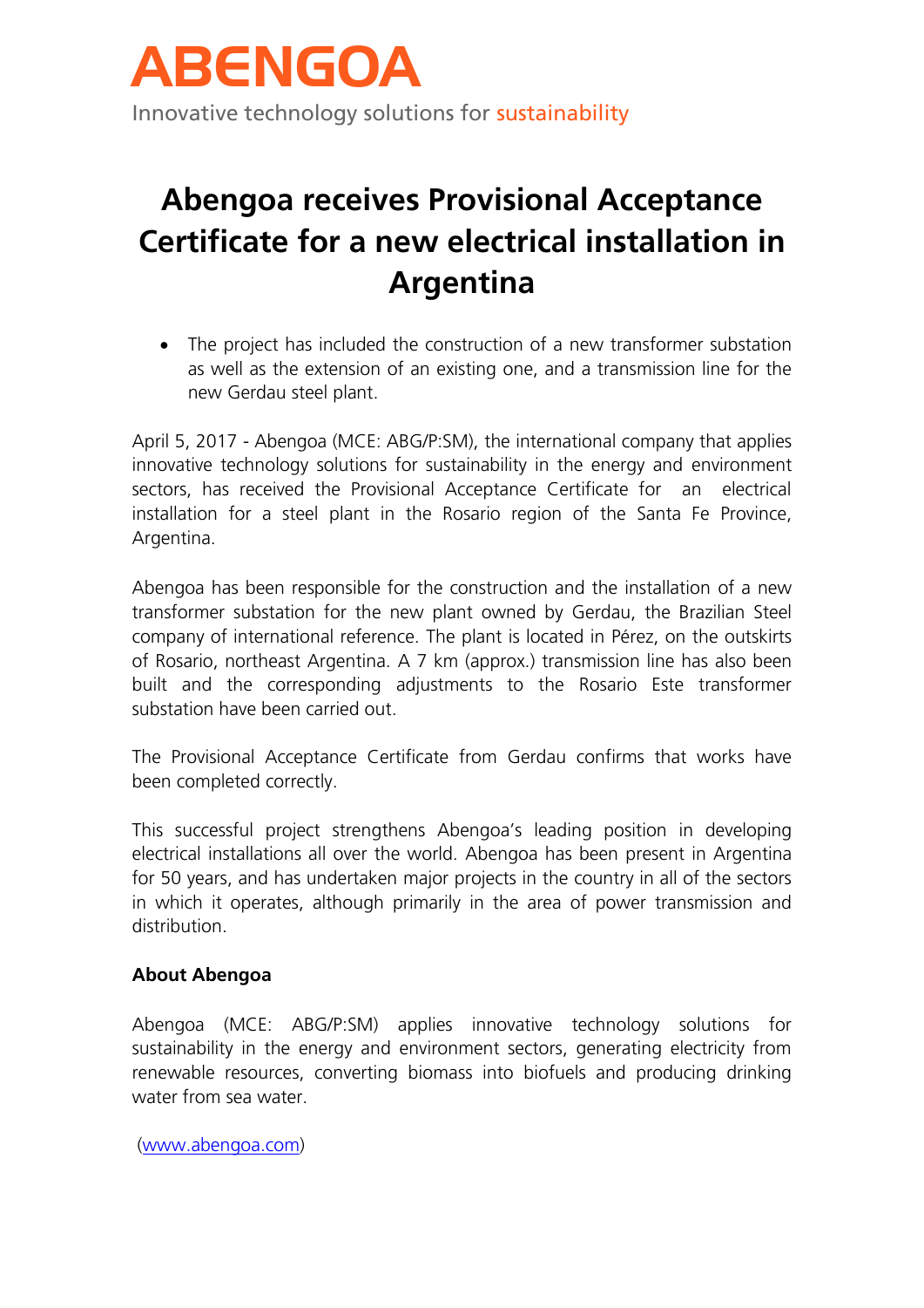ABENGOA

Innovative technology solutions for sustainability

# Abengoa receives Provisional Acceptance Certificate for a new electrical installation in Argentina

- The project has included the construction of a new transformer substation as well as the extension of an existing one, and a transmission line for the new Gerdau steel plant.

April 5, 2017 - Abengoa (MCE: ABG/P:SM), the international company that applies innovative technology solutions for sustainability in the energy and environment sectors, has received the Provisional Acceptance Certificate for an electrical installation for a steel plant in the Rosario region of the Santa Fe Province, Argentina.

Abengoa has been responsible for the construction and the installation of a new transformer substation for the new plant owned by Gerdau, the Brazilian Steel company of international reference. The plant is located in Pérez, on the outskirts of Rosario, northeast Argentina. A 7 km (approx.) transmission line has also been built and the corresponding adjustments to the Rosario Este transformer substation have been carried out.

The Provisional Acceptance Certificate from Gerdau confirms that works have been completed correctly.

This successful project strengthens Abengoa's leading position in developing electrical installations all over the world. Abengoa has been present in Argentina for 50 years, and has undertaken major projects in the country in all of the sectors in which it operates, although primarily in the area of power transmission and distribution.

**About Abengoa**

Abengoa (MCE: ABG/P:SM) applies innovative technology solutions for sustainability in the energy and environment sectors, generating electricity from renewable resources, converting biomass into biofuels and producing drinking water from sea water.

(www.abengoa.com)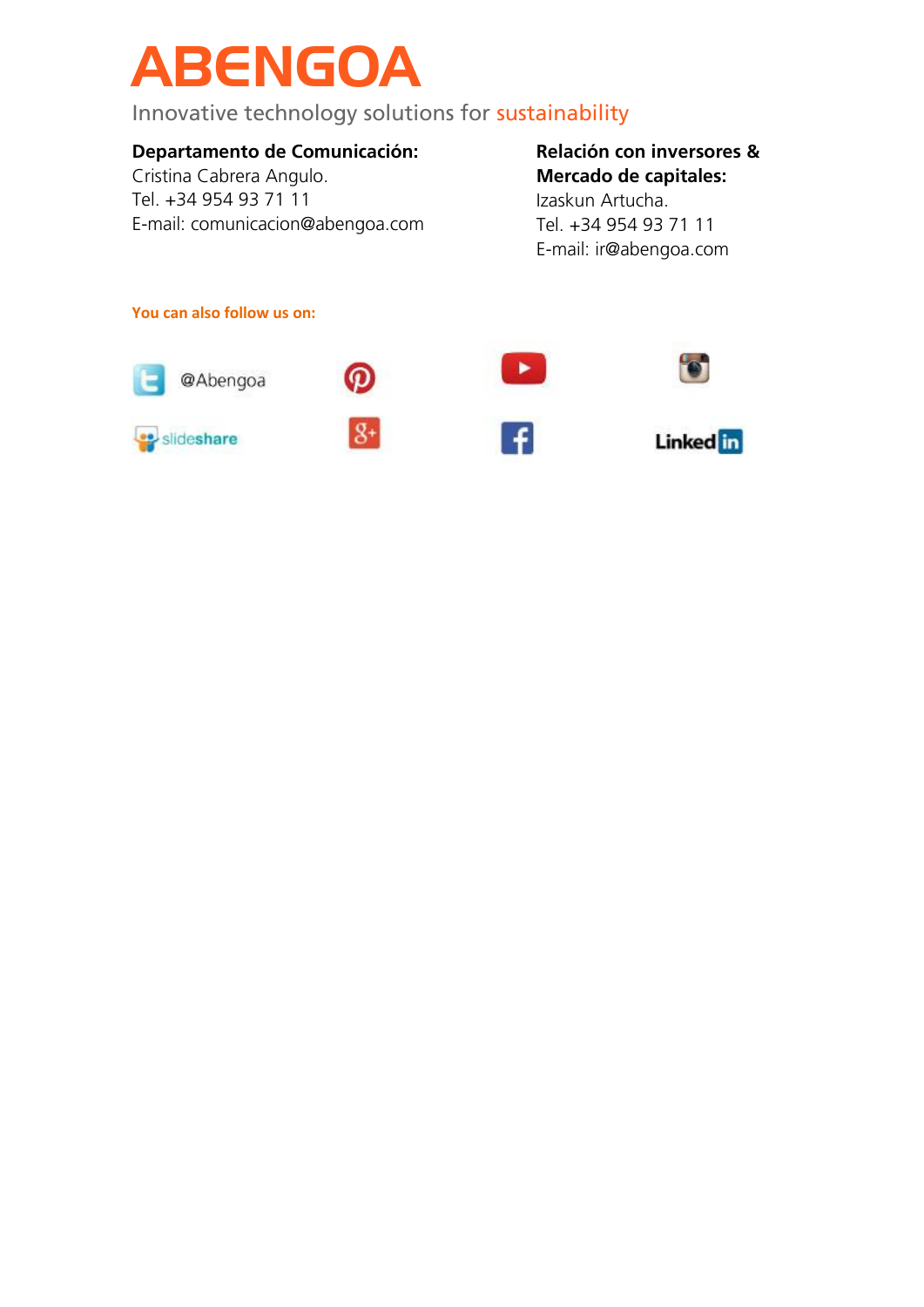# ABENGOA

Innovative technology solutions for sustainability

**Departamento de Comunicación:**
Cristina Cabrera Angulo.
Tel. +34 954 93 71 11
E-mail: comunicacion@abengoa.com

**Relación con inversores & Mercado de capitales:**
Izaskun Artucha.
Tel. +34 954 93 71 11
E-mail: ir@abengoa.com

**You can also follow us on:**

@Abengoa

slideshare

LinkedIn